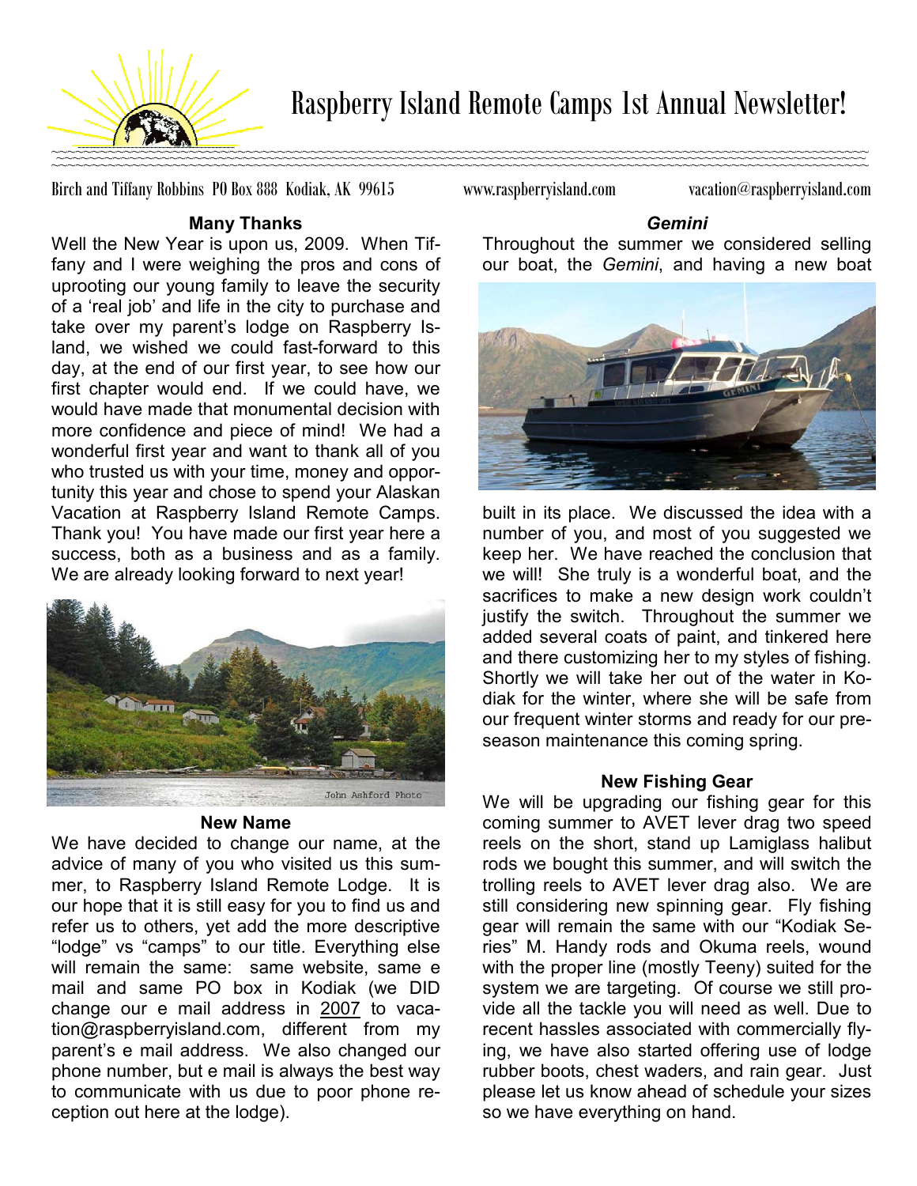# Raspberry Island Remote Camps 1st Annual Newsletter!

Birch and Tiffany Robbins PO Box 888 Kodiak, AK 99615 www.raspberryisland.com vacation@raspberryisland.com

## Many Thanks

Well the New Year is upon us, 2009. When Tiffany and I were weighing the pros and cons of uprooting our young family to leave the security of a 'real job' and life in the city to purchase and take over my parent's lodge on Raspberry Island, we wished we could fast-forward to this day, at the end of our first year, to see how our first chapter would end. If we could have, we would have made that monumental decision with more confidence and piece of mind! We had a wonderful first year and want to thank all of you who trusted us with your time, money and opportunity this year and chose to spend your Alaskan Vacation at Raspberry Island Remote Camps. Thank you! You have made our first year here a success, both as a business and as a family. We are already looking forward to next year!

John Ashford Photo

## New Name

We have decided to change our name, at the advice of many of you who visited us this summer, to Raspberry Island Remote Lodge. It is our hope that it is still easy for you to find us and refer us to others, yet add the more descriptive "lodge" vs "camps" to our title. Everything else will remain the same: same website, same e mail and same PO box in Kodiak (we DID change our e mail address in <u>2007</u> to vacation@raspberryisland.com, different from my parent's e mail address. We also changed our phone number, but e mail is always the best way to communicate with us due to poor phone reception out here at the lodge).

## *Gemini*

Throughout the summer we considered selling our boat, the *Gemini*, and having a new boat built in its place. We discussed the idea with a number of you, and most of you suggested we keep her. We have reached the conclusion that we will! She truly is a wonderful boat, and the sacrifices to make a new design work couldn't justify the switch. Throughout the summer we added several coats of paint, and tinkered here and there customizing her to my styles of fishing. Shortly we will take her out of the water in Kodiak for the winter, where she will be safe from our frequent winter storms and ready for our preseason maintenance this coming spring.

## New Fishing Gear

We will be upgrading our fishing gear for this coming summer to AVET lever drag two speed reels on the short, stand up Lamiglass halibut rods we bought this summer, and will switch the trolling reels to AVET lever drag also. We are still considering new spinning gear. Fly fishing gear will remain the same with our "Kodiak Series" M. Handy rods and Okuma reels, wound with the proper line (mostly Teeny) suited for the system we are targeting. Of course we still provide all the tackle you will need as well. Due to recent hassles associated with commercially flying, we have also started offering use of lodge rubber boots, chest waders, and rain gear. Just please let us know ahead of schedule your sizes so we have everything on hand.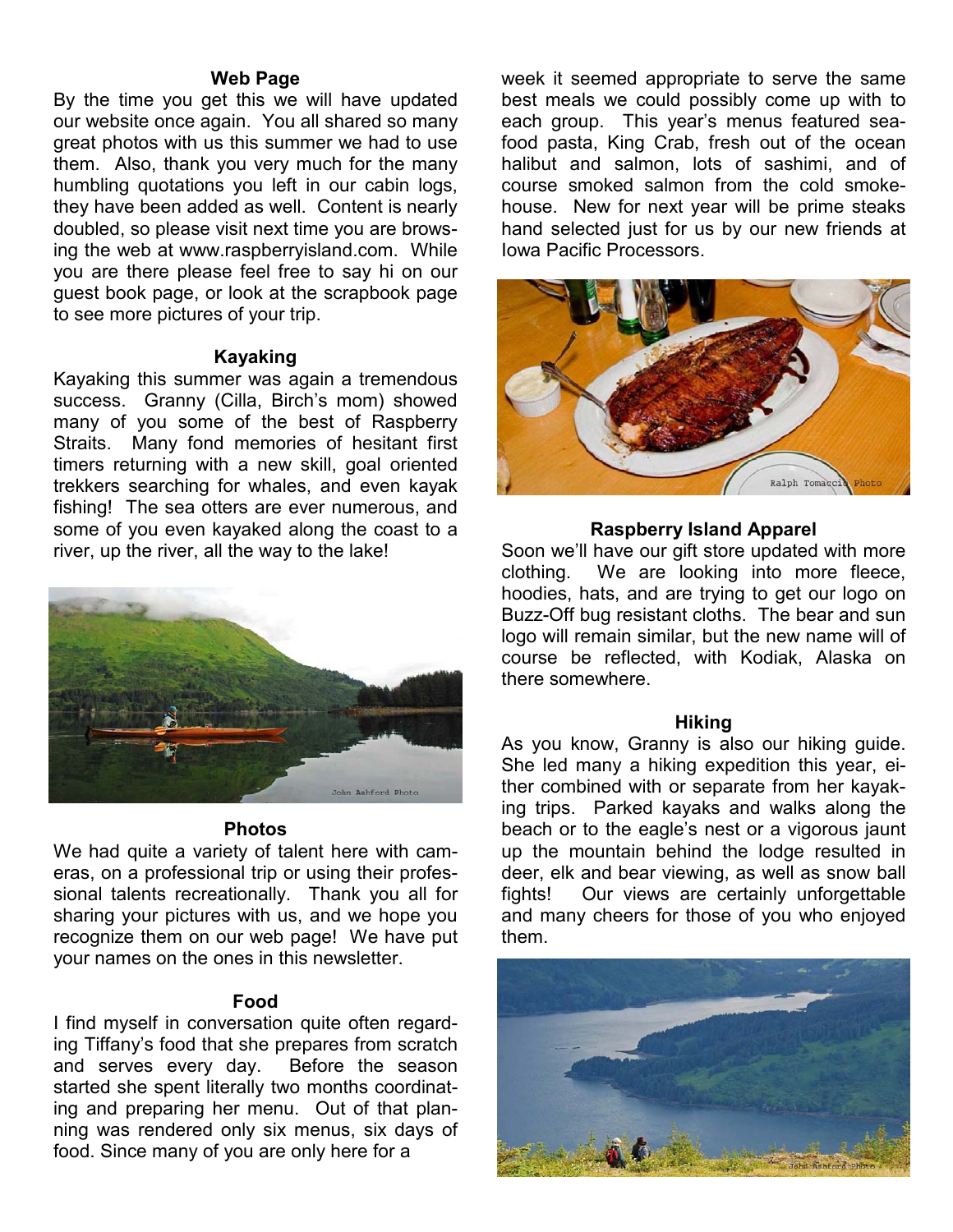### Web Page

By the time you get this we will have updated our website once again. You all shared so many great photos with us this summer we had to use them. Also, thank you very much for the many humbling quotations you left in our cabin logs, they have been added as well. Content is nearly doubled, so please visit next time you are browsing the web at www.raspberryisland.com. While you are there please feel free to say hi on our guest book page, or look at the scrapbook page to see more pictures of your trip.

### Kayaking

Kayaking this summer was again a tremendous success. Granny (Cilla, Birch's mom) showed many of you some of the best of Raspberry Straits. Many fond memories of hesitant first timers returning with a new skill, goal oriented trekkers searching for whales, and even kayak fishing! The sea otters are ever numerous, and some of you even kayaked along the coast to a river, up the river, all the way to the lake!

John Ashford Photo

### Photos

We had quite a variety of talent here with cameras, on a professional trip or using their professional talents recreationally. Thank you all for sharing your pictures with us, and we hope you recognize them on our web page! We have put your names on the ones in this newsletter.

### Food

I find myself in conversation quite often regarding Tiffany's food that she prepares from scratch and serves every day. Before the season started she spent literally two months coordinating and preparing her menu. Out of that planning was rendered only six menus, six days of food. Since many of you are only here for a week it seemed appropriate to serve the same best meals we could possibly come up with to each group. This year's menus featured seafood pasta, King Crab, fresh out of the ocean halibut and salmon, lots of sashimi, and of course smoked salmon from the cold smokehouse. New for next year will be prime steaks hand selected just for us by our new friends at Iowa Pacific Processors.

Ralph Tomaccio Photo

### Raspberry Island Apparel

Soon we'll have our gift store updated with more clothing. We are looking into more fleece, hoodies, hats, and are trying to get our logo on Buzz-Off bug resistant cloths. The bear and sun logo will remain similar, but the new name will of course be reflected, with Kodiak, Alaska on there somewhere.

### Hiking

As you know, Granny is also our hiking guide. She led many a hiking expedition this year, either combined with or separate from her kayaking trips. Parked kayaks and walks along the beach or to the eagle's nest or a vigorous jaunt up the mountain behind the lodge resulted in deer, elk and bear viewing, as well as snow ball fights! Our views are certainly unforgettable and many cheers for those of you who enjoyed them.

John Ashford Photo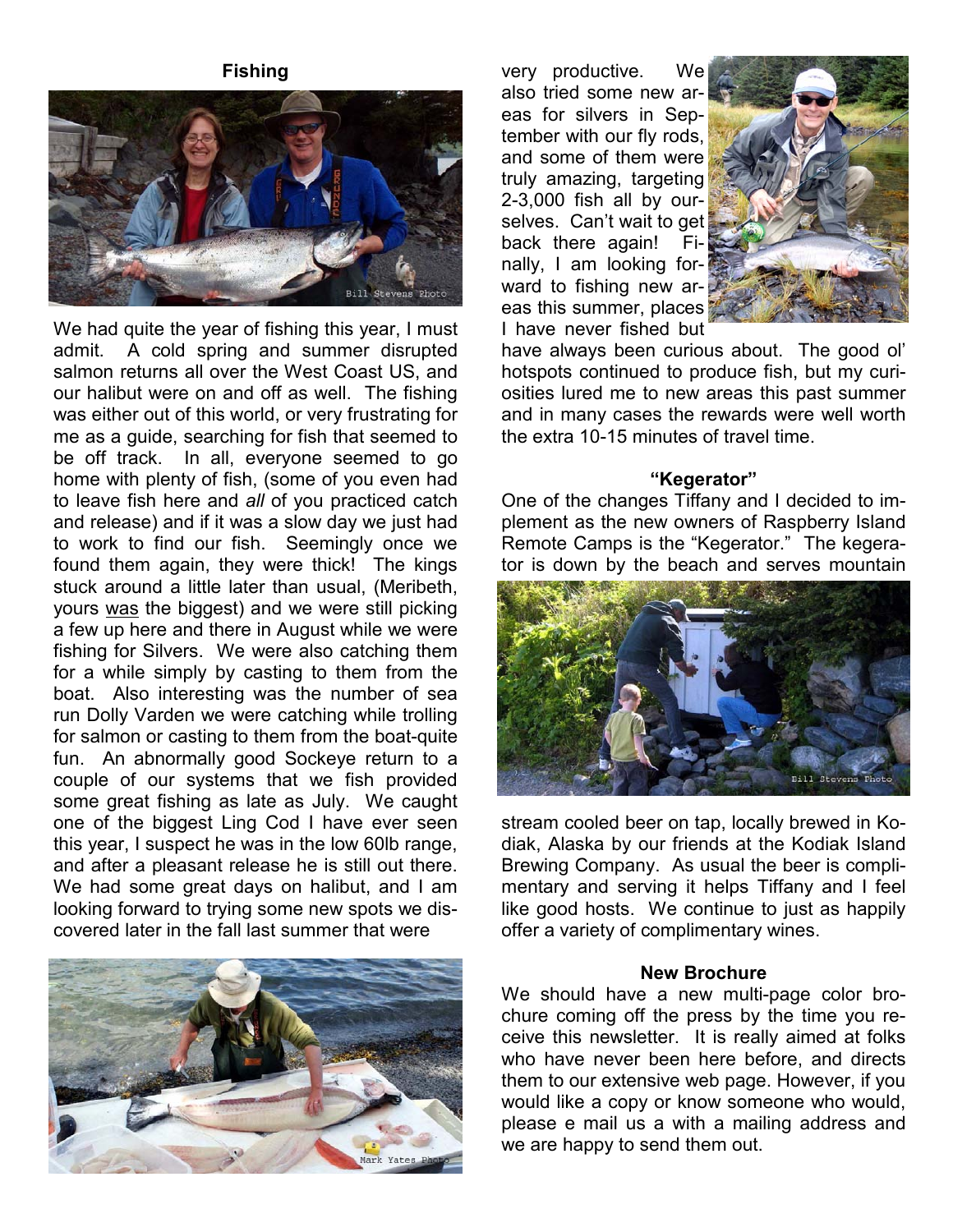## Fishing

We had quite the year of fishing this year, I must admit. A cold spring and summer disrupted salmon returns all over the West Coast US, and our halibut were on and off as well. The fishing was either out of this world, or very frustrating for me as a guide, searching for fish that seemed to be off track. In all, everyone seemed to go home with plenty of fish, (some of you even had to leave fish here and *all* of you practiced catch and release) and if it was a slow day we just had to work to find our fish. Seemingly once we found them again, they were thick! The kings stuck around a little later than usual, (Meribeth, yours was the biggest) and we were still picking a few up here and there in August while we were fishing for Silvers. We were also catching them for a while simply by casting to them from the boat. Also interesting was the number of sea run Dolly Varden we were catching while trolling for salmon or casting to them from the boat-quite fun. An abnormally good Sockeye return to a couple of our systems that we fish provided some great fishing as late as July. We caught one of the biggest Ling Cod I have ever seen this year, I suspect he was in the low 60lb range, and after a pleasant release he is still out there. We had some great days on halibut, and I am looking forward to trying some new spots we discovered later in the fall last summer that were very productive. We also tried some new areas for silvers in September with our fly rods, and some of them were truly amazing, targeting 2-3,000 fish all by ourselves. Can't wait to get back there again! Finally, I am looking forward to fishing new areas this summer, places I have never fished but have always been curious about. The good ol' hotspots continued to produce fish, but my curiosities lured me to new areas this past summer and in many cases the rewards were well worth the extra 10-15 minutes of travel time.

## "Kegerator"

One of the changes Tiffany and I decided to implement as the new owners of Raspberry Island Remote Camps is the "Kegerator." The kegerator is down by the beach and serves mountain stream cooled beer on tap, locally brewed in Kodiak, Alaska by our friends at the Kodiak Island Brewing Company. As usual the beer is complimentary and serving it helps Tiffany and I feel like good hosts. We continue to just as happily offer a variety of complimentary wines.

## New Brochure

We should have a new multi-page color brochure coming off the press by the time you receive this newsletter. It is really aimed at folks who have never been here before, and directs them to our extensive web page. However, if you would like a copy or know someone who would, please e mail us a with a mailing address and we are happy to send them out.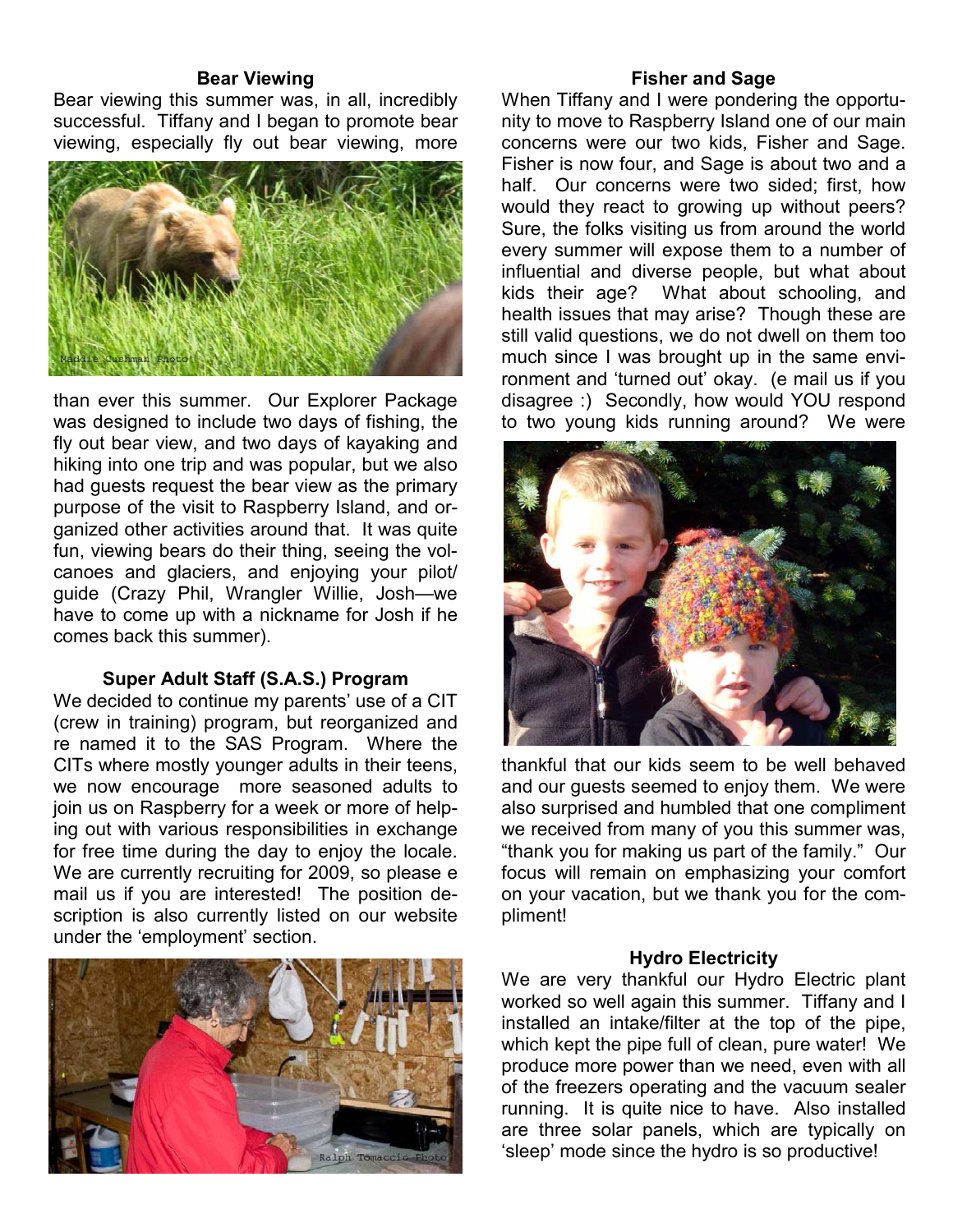## Bear Viewing

Bear viewing this summer was, in all, incredibly successful. Tiffany and I began to promote bear viewing, especially fly out bear viewing, more than ever this summer. Our Explorer Package was designed to include two days of fishing, the fly out bear view, and two days of kayaking and hiking into one trip and was popular, but we also had guests request the bear view as the primary purpose of the visit to Raspberry Island, and organized other activities around that. It was quite fun, viewing bears do their thing, seeing the volcanoes and glaciers, and enjoying your pilot/guide (Crazy Phil, Wrangler Willie, Josh—we have to come up with a nickname for Josh if he comes back this summer).

Maddie Cushman Photo

## Super Adult Staff (S.A.S.) Program

We decided to continue my parents' use of a CIT (crew in training) program, but reorganized and re named it to the SAS Program. Where the CITs where mostly younger adults in their teens, we now encourage more seasoned adults to join us on Raspberry for a week or more of helping out with various responsibilities in exchange for free time during the day to enjoy the locale. We are currently recruiting for 2009, so please e mail us if you are interested! The position description is also currently listed on our website under the 'employment' section.

Ralph Tomaccio Photo

## Fisher and Sage

When Tiffany and I were pondering the opportunity to move to Raspberry Island one of our main concerns were our two kids, Fisher and Sage. Fisher is now four, and Sage is about two and a half. Our concerns were two sided; first, how would they react to growing up without peers? Sure, the folks visiting us from around the world every summer will expose them to a number of influential and diverse people, but what about kids their age? What about schooling, and health issues that may arise? Though these are still valid questions, we do not dwell on them too much since I was brought up in the same environment and 'turned out' okay. (e mail us if you disagree :) Secondly, how would YOU respond to two young kids running around? We were thankful that our kids seem to be well behaved and our guests seemed to enjoy them. We were also surprised and humbled that one compliment we received from many of you this summer was, "thank you for making us part of the family." Our focus will remain on emphasizing your comfort on your vacation, but we thank you for the compliment!

## Hydro Electricity

We are very thankful our Hydro Electric plant worked so well again this summer. Tiffany and I installed an intake/filter at the top of the pipe, which kept the pipe full of clean, pure water! We produce more power than we need, even with all of the freezers operating and the vacuum sealer running. It is quite nice to have. Also installed are three solar panels, which are typically on 'sleep' mode since the hydro is so productive!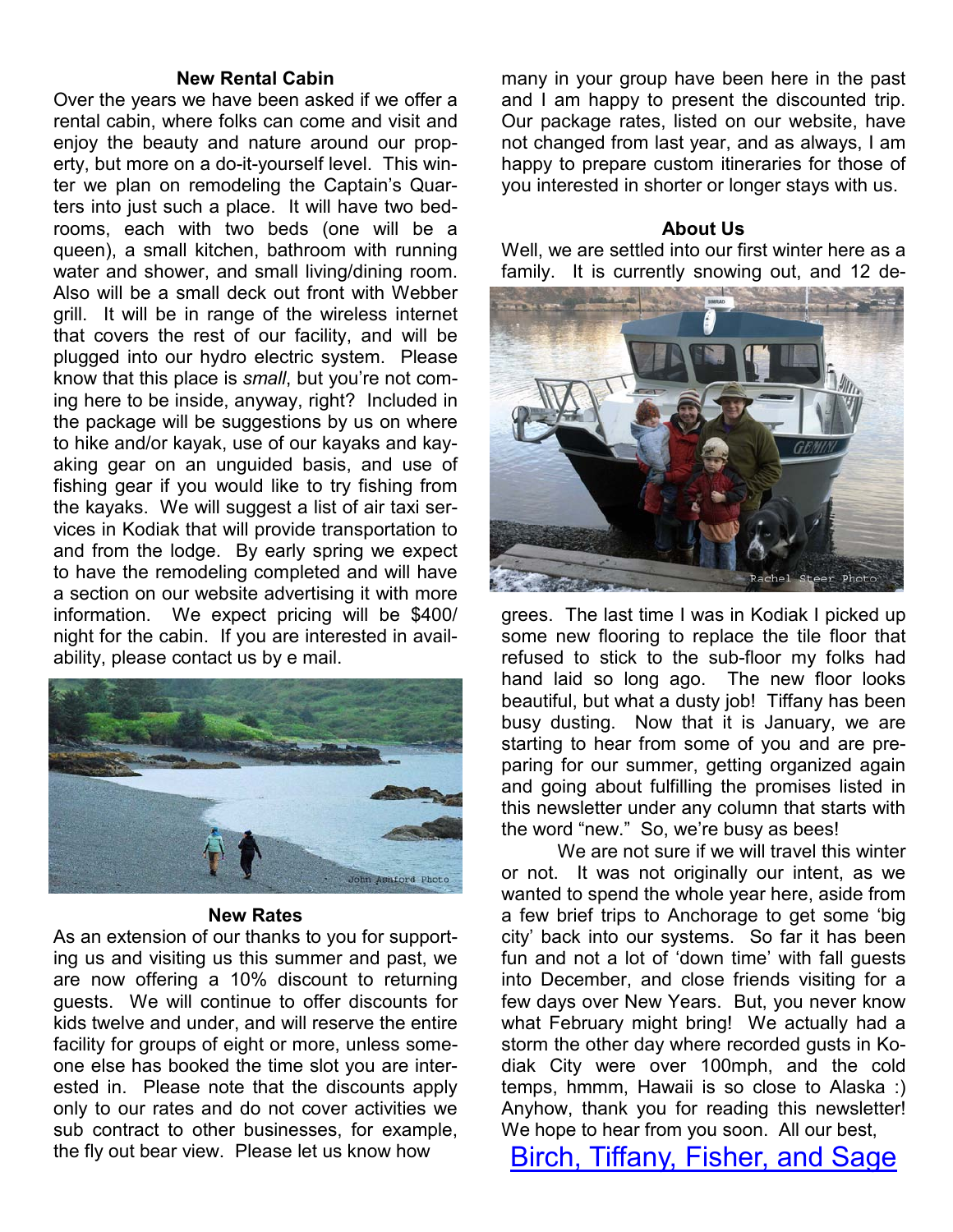### New Rental Cabin

Over the years we have been asked if we offer a rental cabin, where folks can come and visit and enjoy the beauty and nature around our property, but more on a do-it-yourself level. This winter we plan on remodeling the Captain's Quarters into just such a place. It will have two bedrooms, each with two beds (one will be a queen), a small kitchen, bathroom with running water and shower, and small living/dining room. Also will be a small deck out front with Webber grill. It will be in range of the wireless internet that covers the rest of our facility, and will be plugged into our hydro electric system. Please know that this place is *small*, but you're not coming here to be inside, anyway, right? Included in the package will be suggestions by us on where to hike and/or kayak, use of our kayaks and kayaking gear on an unguided basis, and use of fishing gear if you would like to try fishing from the kayaks. We will suggest a list of air taxi services in Kodiak that will provide transportation to and from the lodge. By early spring we expect to have the remodeling completed and will have a section on our website advertising it with more information. We expect pricing will be $400/night for the cabin. If you are interested in availability, please contact us by e mail.

John Ashford Photo

### New Rates

As an extension of our thanks to you for supporting us and visiting us this summer and past, we are now offering a 10% discount to returning guests. We will continue to offer discounts for kids twelve and under, and will reserve the entire facility for groups of eight or more, unless someone else has booked the time slot you are interested in. Please note that the discounts apply only to our rates and do not cover activities we sub contract to other businesses, for example, the fly out bear view. Please let us know how many in your group have been here in the past and I am happy to present the discounted trip. Our package rates, listed on our website, have not changed from last year, and as always, I am happy to prepare custom itineraries for those of you interested in shorter or longer stays with us.

### About Us

Well, we are settled into our first winter here as a family. It is currently snowing out, and 12 degrees. The last time I was in Kodiak I picked up some new flooring to replace the tile floor that refused to stick to the sub-floor my folks had hand laid so long ago. The new floor looks beautiful, but what a dusty job! Tiffany has been busy dusting. Now that it is January, we are starting to hear from some of you and are preparing for our summer, getting organized again and going about fulfilling the promises listed in this newsletter under any column that starts with the word "new." So, we're busy as bees!

Rachel Steer Photo

We are not sure if we will travel this winter or not. It was not originally our intent, as we wanted to spend the whole year here, aside from a few brief trips to Anchorage to get some 'big city' back into our systems. So far it has been fun and not a lot of 'down time' with fall guests into December, and close friends visiting for a few days over New Years. But, you never know what February might bring! We actually had a storm the other day where recorded gusts in Kodiak City were over 100mph, and the cold temps, hmmm, Hawaii is so close to Alaska :) Anyhow, thank you for reading this newsletter! We hope to hear from you soon. All our best,

Birch, Tiffany, Fisher, and Sage